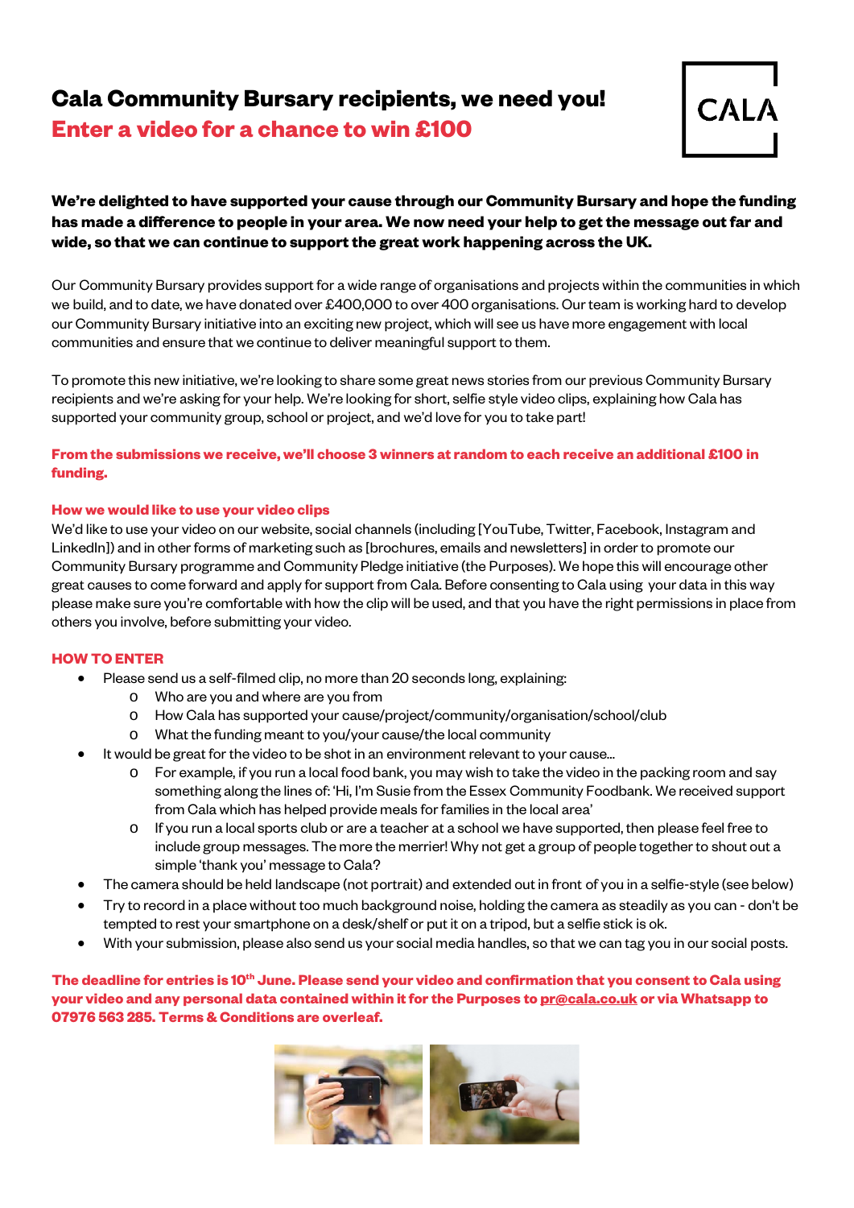# Cala Community Bursary recipients, we need you!

## Enter a video for a chance to win £100

**We're delighted to have supported your cause through our Community Bursary and hope the funding has made a difference to people in your area. We now need your help to get the message out far and wide, so that we can continue to support the great work happening across the UK.**

Our Community Bursary provides support for a wide range of organisations and projects within the communities in which we build, and to date, we have donated over £400,000 to over 400 organisations. Our team is working hard to develop our Community Bursary initiative into an exciting new project, which will see us have more engagement with local communities and ensure that we continue to deliver meaningful support to them.

To promote this new initiative, we're looking to share some great news stories from our previous Community Bursary recipients and we're asking for your help. We're looking for short, selfie style video clips, explaining how Cala has supported your community group, school or project, and we'd love for you to take part!

**From the submissions we receive, we'll choose 3 winners at random to each receive an additional £100 in funding.**

### How we would like to use your video clips

We'd like to use your video on our website, social channels (including [YouTube, Twitter, Facebook, Instagram and LinkedIn]) and in other forms of marketing such as [brochures, emails and newsletters] in order to promote our Community Bursary programme and Community Pledge initiative (the Purposes). We hope this will encourage other great causes to come forward and apply for support from Cala. Before consenting to Cala using your data in this way please make sure you're comfortable with how the clip will be used, and that you have the right permissions in place from others you involve, before submitting your video.

### HOW TO ENTER

- Please send us a self-filmed clip, no more than 20 seconds long, explaining:
  - Who are you and where are you from
  - How Cala has supported your cause/project/community/organisation/school/club
  - What the funding meant to you/your cause/the local community
- It would be great for the video to be shot in an environment relevant to your cause…
  - For example, if you run a local food bank, you may wish to take the video in the packing room and say something along the lines of: 'Hi, I'm Susie from the Essex Community Foodbank. We received support from Cala which has helped provide meals for families in the local area'
  - If you run a local sports club or are a teacher at a school we have supported, then please feel free to include group messages. The more the merrier! Why not get a group of people together to shout out a simple 'thank you' message to Cala?
- The camera should be held landscape (not portrait) and extended out in front of you in a selfie-style (see below)
- Try to record in a place without too much background noise, holding the camera as steadily as you can - don't be tempted to rest your smartphone on a desk/shelf or put it on a tripod, but a selfie stick is ok.
- With your submission, please also send us your social media handles, so that we can tag you in our social posts.

**The deadline for entries is 10th June. Please send your video and confirmation that you consent to Cala using your video and any personal data contained within it for the Purposes to pr@cala.co.uk or via Whatsapp to 07976 563 285. Terms & Conditions are overleaf.**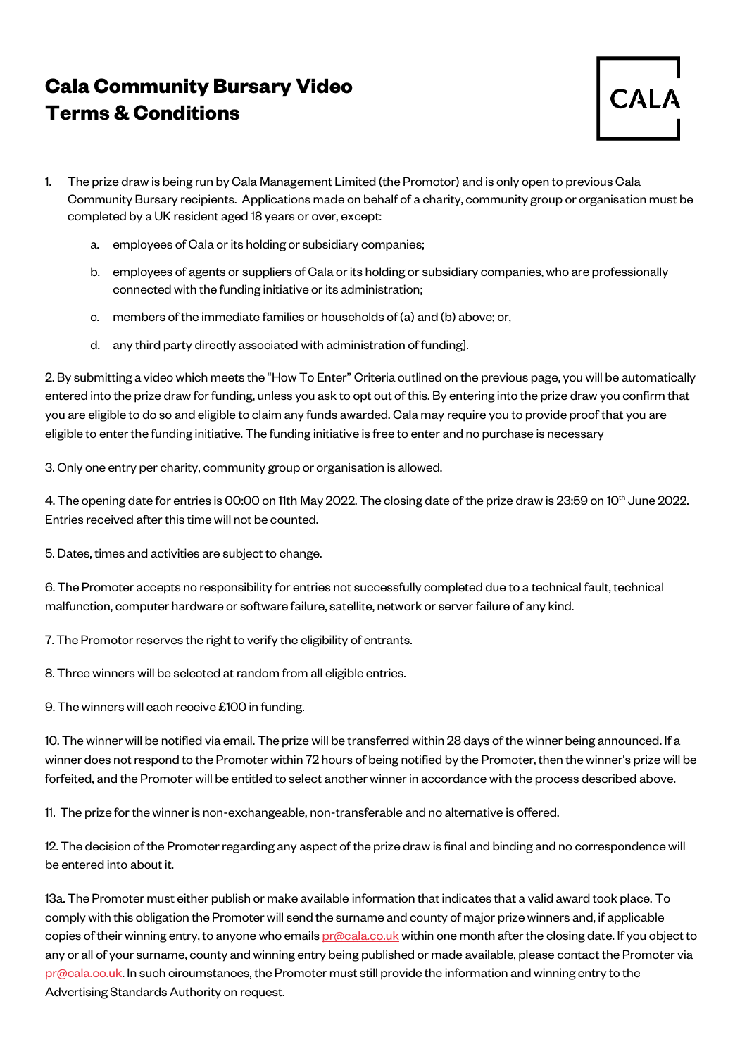# Cala Community Bursary Video Terms & Conditions

1. The prize draw is being run by Cala Management Limited (the Promotor) and is only open to previous Cala Community Bursary recipients. Applications made on behalf of a charity, community group or organisation must be completed by a UK resident aged 18 years or over, except:

    a. employees of Cala or its holding or subsidiary companies;

    b. employees of agents or suppliers of Cala or its holding or subsidiary companies, who are professionally connected with the funding initiative or its administration;

    c. members of the immediate families or households of (a) and (b) above; or,

    d. any third party directly associated with administration of funding].

2. By submitting a video which meets the "How To Enter" Criteria outlined on the previous page, you will be automatically entered into the prize draw for funding, unless you ask to opt out of this. By entering into the prize draw you confirm that you are eligible to do so and eligible to claim any funds awarded. Cala may require you to provide proof that you are eligible to enter the funding initiative. The funding initiative is free to enter and no purchase is necessary

3. Only one entry per charity, community group or organisation is allowed.

4. The opening date for entries is 00:00 on 11th May 2022. The closing date of the prize draw is 23:59 on 10th June 2022. Entries received after this time will not be counted.

5. Dates, times and activities are subject to change.

6. The Promoter accepts no responsibility for entries not successfully completed due to a technical fault, technical malfunction, computer hardware or software failure, satellite, network or server failure of any kind.

7. The Promotor reserves the right to verify the eligibility of entrants.

8. Three winners will be selected at random from all eligible entries.

9. The winners will each receive £100 in funding.

10. The winner will be notified via email. The prize will be transferred within 28 days of the winner being announced. If a winner does not respond to the Promoter within 72 hours of being notified by the Promoter, then the winner's prize will be forfeited, and the Promoter will be entitled to select another winner in accordance with the process described above.

11. The prize for the winner is non-exchangeable, non-transferable and no alternative is offered.

12. The decision of the Promoter regarding any aspect of the prize draw is final and binding and no correspondence will be entered into about it.

13a. The Promoter must either publish or make available information that indicates that a valid award took place. To comply with this obligation the Promoter will send the surname and county of major prize winners and, if applicable copies of their winning entry, to anyone who emails pr@cala.co.uk within one month after the closing date. If you object to any or all of your surname, county and winning entry being published or made available, please contact the Promoter via pr@cala.co.uk. In such circumstances, the Promoter must still provide the information and winning entry to the Advertising Standards Authority on request.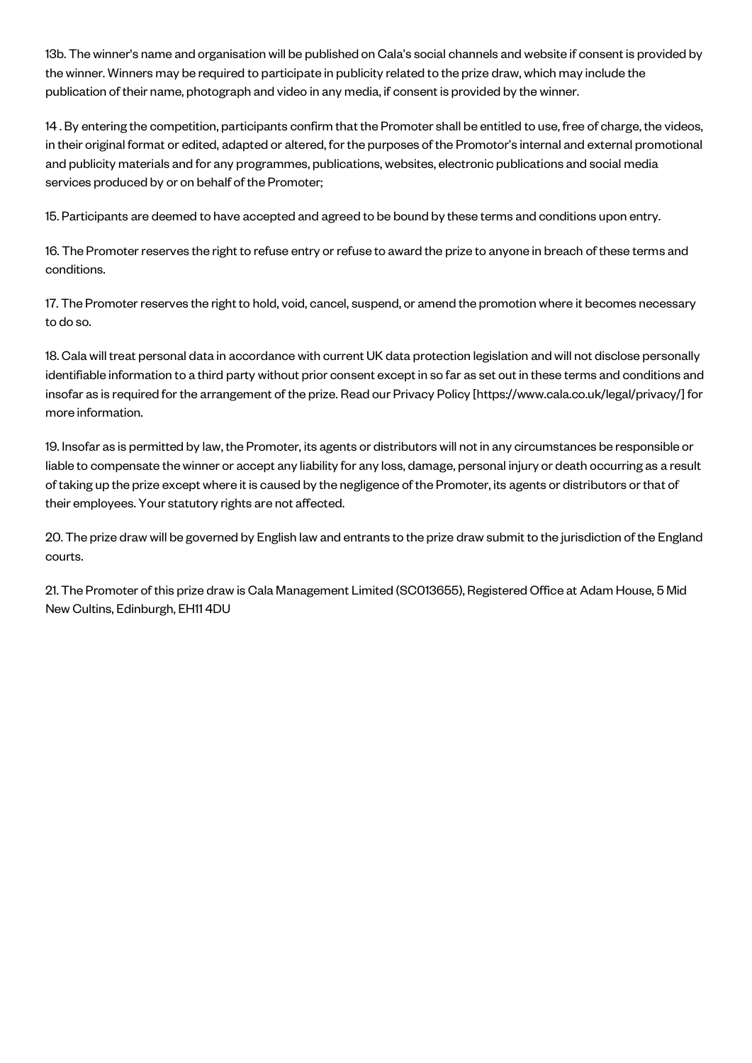13b. The winner's name and organisation will be published on Cala's social channels and website if consent is provided by the winner. Winners may be required to participate in publicity related to the prize draw, which may include the publication of their name, photograph and video in any media, if consent is provided by the winner.

14 . By entering the competition, participants confirm that the Promoter shall be entitled to use, free of charge, the videos, in their original format or edited, adapted or altered, for the purposes of the Promotor's internal and external promotional and publicity materials and for any programmes, publications, websites, electronic publications and social media services produced by or on behalf of the Promoter;

15. Participants are deemed to have accepted and agreed to be bound by these terms and conditions upon entry.

16. The Promoter reserves the right to refuse entry or refuse to award the prize to anyone in breach of these terms and conditions.

17. The Promoter reserves the right to hold, void, cancel, suspend, or amend the promotion where it becomes necessary to do so.

18. Cala will treat personal data in accordance with current UK data protection legislation and will not disclose personally identifiable information to a third party without prior consent except in so far as set out in these terms and conditions and insofar as is required for the arrangement of the prize. Read our Privacy Policy [https://www.cala.co.uk/legal/privacy/] for more information.

19. Insofar as is permitted by law, the Promoter, its agents or distributors will not in any circumstances be responsible or liable to compensate the winner or accept any liability for any loss, damage, personal injury or death occurring as a result of taking up the prize except where it is caused by the negligence of the Promoter, its agents or distributors or that of their employees. Your statutory rights are not affected.

20. The prize draw will be governed by English law and entrants to the prize draw submit to the jurisdiction of the England courts.

21. The Promoter of this prize draw is Cala Management Limited (SC013655), Registered Office at Adam House, 5 Mid New Cultins, Edinburgh, EH11 4DU